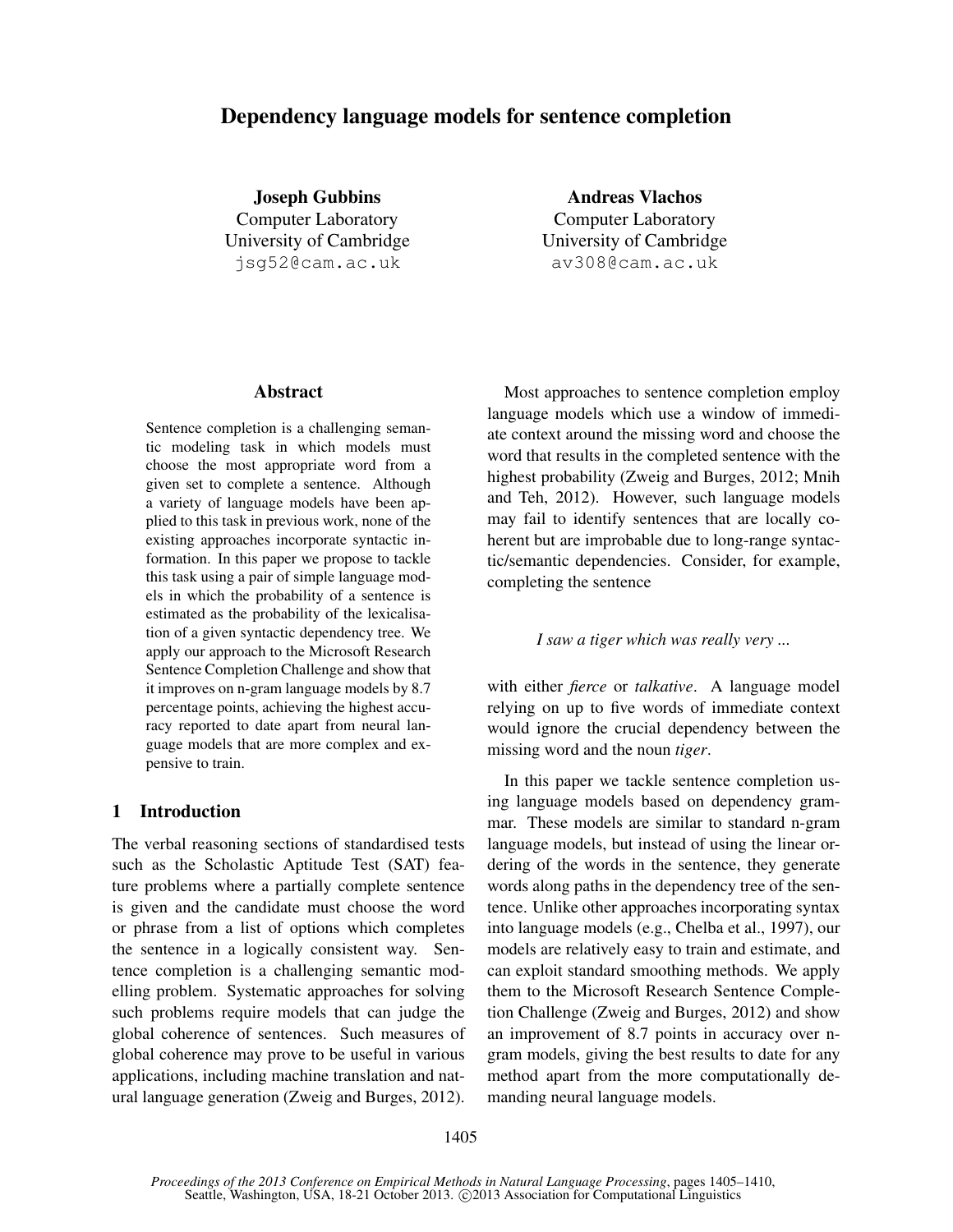# Dependency language models for sentence completion

**Joseph Gubbins**
Computer Laboratory
University of Cambridge
jsg52@cam.ac.uk

**Andreas Vlachos**
Computer Laboratory
University of Cambridge
av308@cam.ac.uk

## Abstract

Sentence completion is a challenging semantic modeling task in which models must choose the most appropriate word from a given set to complete a sentence. Although a variety of language models have been applied to this task in previous work, none of the existing approaches incorporate syntactic information. In this paper we propose to tackle this task using a pair of simple language models in which the probability of a sentence is estimated as the probability of the lexicalisation of a given syntactic dependency tree. We apply our approach to the Microsoft Research Sentence Completion Challenge and show that it improves on n-gram language models by 8.7 percentage points, achieving the highest accuracy reported to date apart from neural language models that are more complex and expensive to train.

## 1 Introduction

The verbal reasoning sections of standardised tests such as the Scholastic Aptitude Test (SAT) feature problems where a partially complete sentence is given and the candidate must choose the word or phrase from a list of options which completes the sentence in a logically consistent way. Sentence completion is a challenging semantic modelling problem. Systematic approaches for solving such problems require models that can judge the global coherence of sentences. Such measures of global coherence may prove to be useful in various applications, including machine translation and natural language generation (Zweig and Burges, 2012).

Most approaches to sentence completion employ language models which use a window of immediate context around the missing word and choose the word that results in the completed sentence with the highest probability (Zweig and Burges, 2012; Mnih and Teh, 2012). However, such language models may fail to identify sentences that are locally coherent but are improbable due to long-range syntactic/semantic dependencies. Consider, for example, completing the sentence

*I saw a tiger which was really very ...*

with either *fierce* or *talkative*. A language model relying on up to five words of immediate context would ignore the crucial dependency between the missing word and the noun *tiger*.

In this paper we tackle sentence completion using language models based on dependency grammar. These models are similar to standard n-gram language models, but instead of using the linear ordering of the words in the sentence, they generate words along paths in the dependency tree of the sentence. Unlike other approaches incorporating syntax into language models (e.g., Chelba et al., 1997), our models are relatively easy to train and estimate, and can exploit standard smoothing methods. We apply them to the Microsoft Research Sentence Completion Challenge (Zweig and Burges, 2012) and show an improvement of 8.7 points in accuracy over n-gram models, giving the best results to date for any method apart from the more computationally demanding neural language models.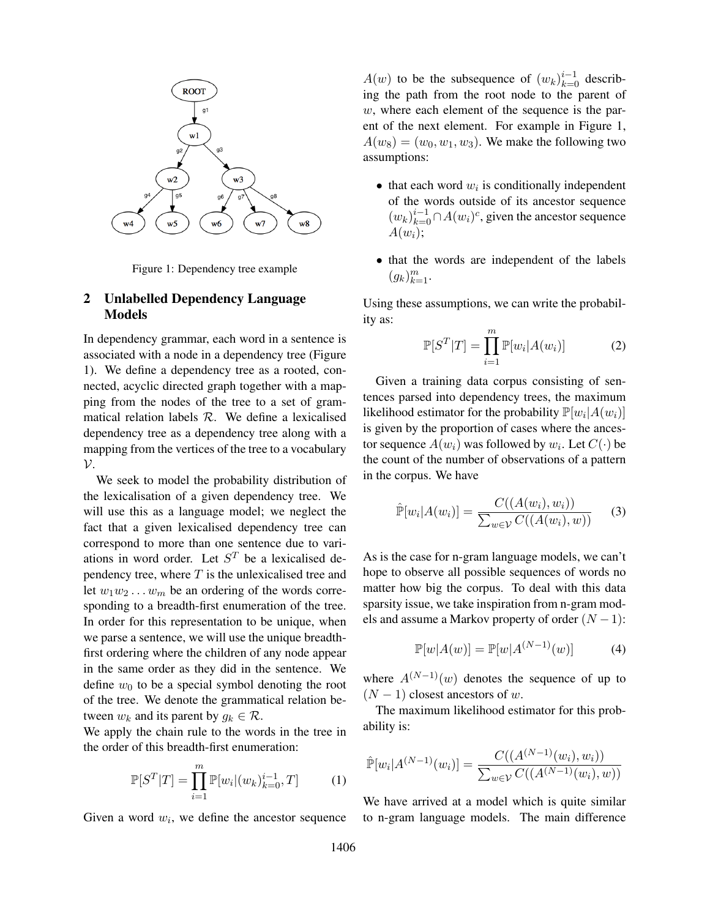Figure 1: Dependency tree example

## 2 Unlabelled Dependency Language Models

In dependency grammar, each word in a sentence is associated with a node in a dependency tree (Figure 1). We define a dependency tree as a rooted, connected, acyclic directed graph together with a mapping from the nodes of the tree to a set of grammatical relation labels $\mathcal{R}$. We define a lexicalised dependency tree as a dependency tree along with a mapping from the vertices of the tree to a vocabulary $\mathcal{V}$.

We seek to model the probability distribution of the lexicalisation of a given dependency tree. We will use this as a language model; we neglect the fact that a given lexicalised dependency tree can correspond to more than one sentence due to variations in word order. Let $S^T$ be a lexicalised dependency tree, where $T$ is the unlexicalised tree and let $w_1 w_2 \dots w_m$ be an ordering of the words corresponding to a breadth-first enumeration of the tree. In order for this representation to be unique, when we parse a sentence, we will use the unique breadth-first ordering where the children of any node appear in the same order as they did in the sentence. We define $w_0$ to be a special symbol denoting the root of the tree. We denote the grammatical relation between $w_k$ and its parent by $g_k \in \mathcal{R}$.

We apply the chain rule to the words in the tree in the order of this breadth-first enumeration:

$$\mathbb{P}[S^T|T] = \prod_{i=1}^{m} \mathbb{P}[w_i|(w_k)_{k=0}^{i-1}, T] \tag{1}$$

Given a word $w_i$, we define the ancestor sequence $A(w)$ to be the subsequence of $(w_k)_{k=0}^{i-1}$ describing the path from the root node to the parent of $w$, where each element of the sequence is the parent of the next element. For example in Figure 1, $A(w_8) = (w_0, w_1, w_3)$. We make the following two assumptions:

- that each word $w_i$ is conditionally independent of the words outside of its ancestor sequence $(w_k)_{k=0}^{i-1} \cap A(w_i)^c$, given the ancestor sequence $A(w_i)$;
- that the words are independent of the labels $(g_k)_{k=1}^{m}$.

Using these assumptions, we can write the probability as:

$$\mathbb{P}[S^T|T] = \prod_{i=1}^{m} \mathbb{P}[w_i|A(w_i)] \tag{2}$$

Given a training data corpus consisting of sentences parsed into dependency trees, the maximum likelihood estimator for the probability $\mathbb{P}[w_i|A(w_i)]$ is given by the proportion of cases where the ancestor sequence $A(w_i)$ was followed by $w_i$. Let $C(\cdot)$ be the count of the number of observations of a pattern in the corpus. We have

$$\hat{\mathbb{P}}[w_i|A(w_i)] = \frac{C((A(w_i), w_i))}{\sum_{w \in \mathcal{V}} C((A(w_i), w))} \tag{3}$$

As is the case for n-gram language models, we can't hope to observe all possible sequences of words no matter how big the corpus. To deal with this data sparsity issue, we take inspiration from n-gram models and assume a Markov property of order $(N-1)$:

$$\mathbb{P}[w|A(w)] = \mathbb{P}[w|A^{(N-1)}(w)] \tag{4}$$

where $A^{(N-1)}(w)$ denotes the sequence of up to $(N-1)$ closest ancestors of $w$.

The maximum likelihood estimator for this probability is:

$$\hat{\mathbb{P}}[w_i|A^{(N-1)}(w_i)] = \frac{C((A^{(N-1)}(w_i), w_i))}{\sum_{w \in \mathcal{V}} C((A^{(N-1)}(w_i), w))}$$

We have arrived at a model which is quite similar to n-gram language models. The main difference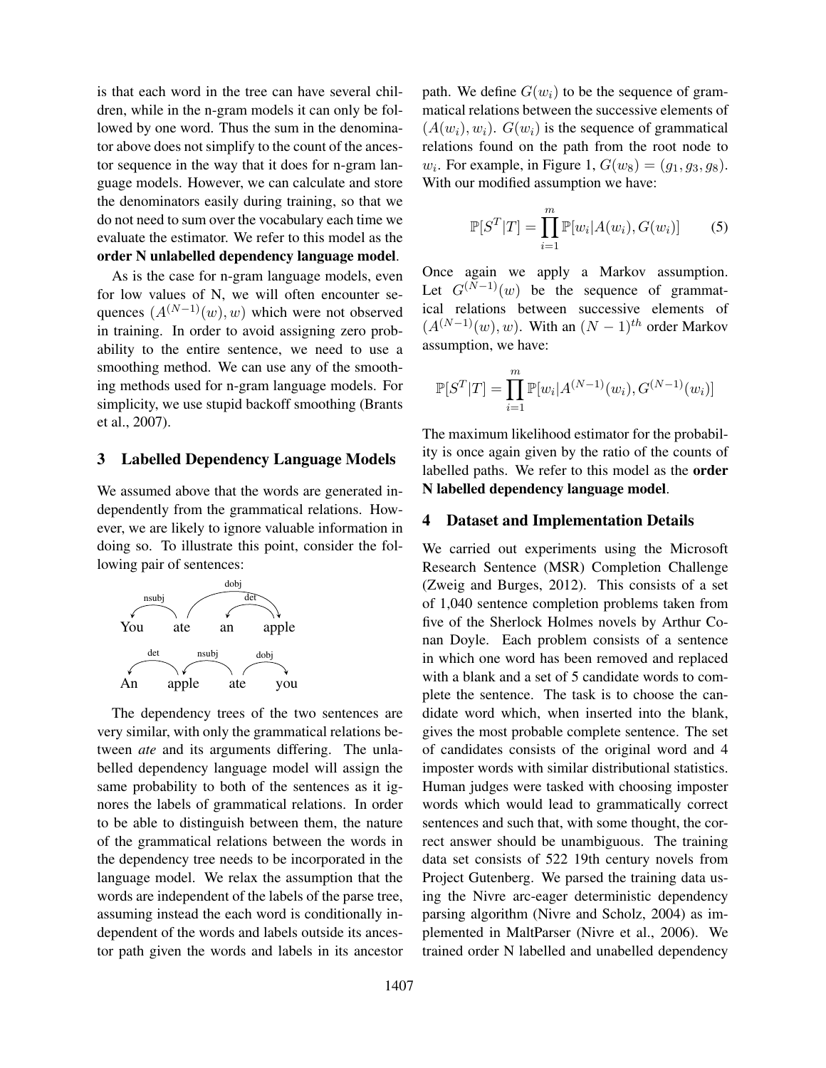is that each word in the tree can have several children, while in the n-gram models it can only be followed by one word. Thus the sum in the denominator above does not simplify to the count of the ancestor sequence in the way that it does for n-gram language models. However, we can calculate and store the denominators easily during training, so that we do not need to sum over the vocabulary each time we evaluate the estimator. We refer to this model as the **order N unlabelled dependency language model**.

As is the case for n-gram language models, even for low values of N, we will often encounter sequences $(A^{(N-1)}(w), w)$ which were not observed in training. In order to avoid assigning zero probability to the entire sentence, we need to use a smoothing method. We can use any of the smoothing methods used for n-gram language models. For simplicity, we use stupid backoff smoothing (Brants et al., 2007).

## 3 Labelled Dependency Language Models

We assumed above that the words are generated independently from the grammatical relations. However, we are likely to ignore valuable information in doing so. To illustrate this point, consider the following pair of sentences:

```
 nsubj      dobj
           det
You   ate   an   apple

 det    nsubj   dobj
An   apple   ate   you
```

The dependency trees of the two sentences are very similar, with only the grammatical relations between *ate* and its arguments differing. The unlabelled dependency language model will assign the same probability to both of the sentences as it ignores the labels of grammatical relations. In order to be able to distinguish between them, the nature of the grammatical relations between the words in the dependency tree needs to be incorporated in the language model. We relax the assumption that the words are independent of the labels of the parse tree, assuming instead the each word is conditionally independent of the words and labels outside its ancestor path given the words and labels in its ancestor path. We define $G(w_i)$ to be the sequence of grammatical relations between the successive elements of $(A(w_i), w_i)$. $G(w_i)$ is the sequence of grammatical relations found on the path from the root node to $w_i$. For example, in Figure 1, $G(w_8) = (g_1, g_3, g_8)$. With our modified assumption we have:

$$\mathbb{P}[S^T|T] = \prod_{i=1}^{m} \mathbb{P}[w_i|A(w_i), G(w_i)] \tag{5}$$

Once again we apply a Markov assumption. Let $G^{(N-1)}(w)$ be the sequence of grammatical relations between successive elements of $(A^{(N-1)}(w), w)$. With an $(N-1)^{th}$ order Markov assumption, we have:

$$\mathbb{P}[S^T|T] = \prod_{i=1}^{m} \mathbb{P}[w_i|A^{(N-1)}(w_i), G^{(N-1)}(w_i)]$$

The maximum likelihood estimator for the probability is once again given by the ratio of the counts of labelled paths. We refer to this model as the **order N labelled dependency language model**.

## 4 Dataset and Implementation Details

We carried out experiments using the Microsoft Research Sentence (MSR) Completion Challenge (Zweig and Burges, 2012). This consists of a set of 1,040 sentence completion problems taken from five of the Sherlock Holmes novels by Arthur Conan Doyle. Each problem consists of a sentence in which one word has been removed and replaced with a blank and a set of 5 candidate words to complete the sentence. The task is to choose the candidate word which, when inserted into the blank, gives the most probable complete sentence. The set of candidates consists of the original word and 4 imposter words with similar distributional statistics. Human judges were tasked with choosing imposter words which would lead to grammatically correct sentences and such that, with some thought, the correct answer should be unambiguous. The training data set consists of 522 19th century novels from Project Gutenberg. We parsed the training data using the Nivre arc-eager deterministic dependency parsing algorithm (Nivre and Scholz, 2004) as implemented in MaltParser (Nivre et al., 2006). We trained order N labelled and unabelled dependency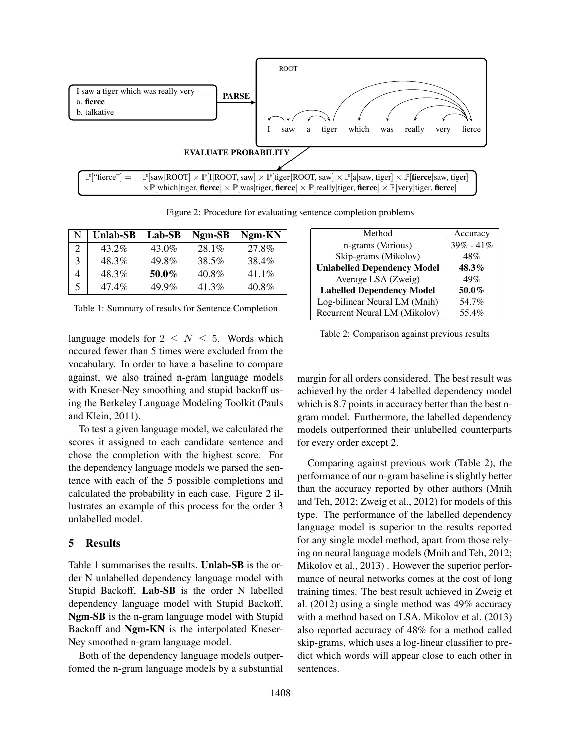I saw a tiger which was really very ____
a. **fierce**
b. talkative

**PARSE**

ROOT

I saw a tiger which was really very fierce

**EVALUATE PROBABILITY**

$\mathbb{P}[\text{"fierce"}] = \mathbb{P}[\text{saw}|\text{ROOT}] \times \mathbb{P}[\text{I}|\text{ROOT, saw}] \times \mathbb{P}[\text{tiger}|\text{ROOT, saw}] \times \mathbb{P}[\text{a}|\text{saw, tiger}] \times \mathbb{P}[\textbf{fierce}|\text{saw, tiger}] \times \mathbb{P}[\text{which}|\text{tiger, }\textbf{fierce}] \times \mathbb{P}[\text{was}|\text{tiger, }\textbf{fierce}] \times \mathbb{P}[\text{really}|\text{tiger, }\textbf{fierce}] \times \mathbb{P}[\text{very}|\text{tiger, }\textbf{fierce}]$

Figure 2: Procedure for evaluating sentence completion problems

| N | **Unlab-SB** | **Lab-SB** | **Ngm-SB** | **Ngm-KN** |
|---|---|---|---|---|
| 2 | 43.2% | 43.0% | 28.1% | 27.8% |
| 3 | 48.3% | 49.8% | 38.5% | 38.4% |
| 4 | 48.3% | **50.0%** | 40.8% | 41.1% |
| 5 | 47.4% | 49.9% | 41.3% | 40.8% |

Table 1: Summary of results for Sentence Completion

| Method | Accuracy |
|---|---|
| n-grams (Various) | 39% - 41% |
| Skip-grams (Mikolov) | 48% |
| **Unlabelled Dependency Model** | **48.3%** |
| Average LSA (Zweig) | 49% |
| **Labelled Dependency Model** | **50.0%** |
| Log-bilinear Neural LM (Mnih) | 54.7% |
| Recurrent Neural LM (Mikolov) | 55.4% |

Table 2: Comparison against previous results

language models for $2 \leq N \leq 5$. Words which occured fewer than 5 times were excluded from the vocabulary. In order to have a baseline to compare against, we also trained n-gram language models with Kneser-Ney smoothing and stupid backoff using the Berkeley Language Modeling Toolkit (Pauls and Klein, 2011).

To test a given language model, we calculated the scores it assigned to each candidate sentence and chose the completion with the highest score. For the dependency language models we parsed the sentence with each of the 5 possible completions and calculated the probability in each case. Figure 2 illustrates an example of this process for the order 3 unlabelled model.

## 5 Results

Table 1 summarises the results. **Unlab-SB** is the order N unlabelled dependency language model with Stupid Backoff, **Lab-SB** is the order N labelled dependency language model with Stupid Backoff, **Ngm-SB** is the n-gram language model with Stupid Backoff and **Ngm-KN** is the interpolated Kneser-Ney smoothed n-gram language model.

Both of the dependency language models outperfomed the n-gram language models by a substantial margin for all orders considered. The best result was achieved by the order 4 labelled dependency model which is 8.7 points in accuracy better than the best n-gram model. Furthermore, the labelled dependency models outperformed their unlabelled counterparts for every order except 2.

Comparing against previous work (Table 2), the performance of our n-gram baseline is slightly better than the accuracy reported by other authors (Mnih and Teh, 2012; Zweig et al., 2012) for models of this type. The performance of the labelled dependency language model is superior to the results reported for any single model method, apart from those relying on neural language models (Mnih and Teh, 2012; Mikolov et al., 2013) . However the superior performance of neural networks comes at the cost of long training times. The best result achieved in Zweig et al. (2012) using a single method was 49% accuracy with a method based on LSA. Mikolov et al. (2013) also reported accuracy of 48% for a method called skip-grams, which uses a log-linear classifier to predict which words will appear close to each other in sentences.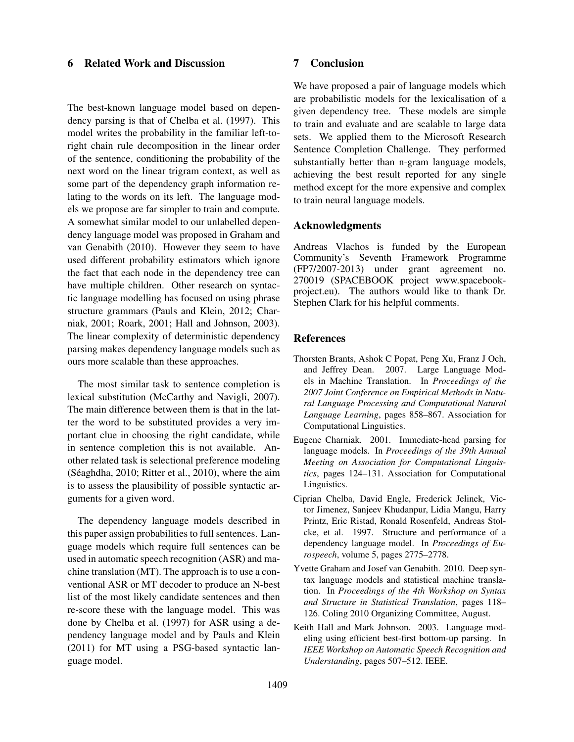## 6 Related Work and Discussion

The best-known language model based on dependency parsing is that of Chelba et al. (1997). This model writes the probability in the familiar left-to-right chain rule decomposition in the linear order of the sentence, conditioning the probability of the next word on the linear trigram context, as well as some part of the dependency graph information relating to the words on its left. The language models we propose are far simpler to train and compute. A somewhat similar model to our unlabelled dependency language model was proposed in Graham and van Genabith (2010). However they seem to have used different probability estimators which ignore the fact that each node in the dependency tree can have multiple children. Other research on syntactic language modelling has focused on using phrase structure grammars (Pauls and Klein, 2012; Charniak, 2001; Roark, 2001; Hall and Johnson, 2003). The linear complexity of deterministic dependency parsing makes dependency language models such as ours more scalable than these approaches.

The most similar task to sentence completion is lexical substitution (McCarthy and Navigli, 2007). The main difference between them is that in the latter the word to be substituted provides a very important clue in choosing the right candidate, while in sentence completion this is not available. Another related task is selectional preference modeling (Séaghdha, 2010; Ritter et al., 2010), where the aim is to assess the plausibility of possible syntactic arguments for a given word.

The dependency language models described in this paper assign probabilities to full sentences. Language models which require full sentences can be used in automatic speech recognition (ASR) and machine translation (MT). The approach is to use a conventional ASR or MT decoder to produce an N-best list of the most likely candidate sentences and then re-score these with the language model. This was done by Chelba et al. (1997) for ASR using a dependency language model and by Pauls and Klein (2011) for MT using a PSG-based syntactic language model.

## 7 Conclusion

We have proposed a pair of language models which are probabilistic models for the lexicalisation of a given dependency tree. These models are simple to train and evaluate and are scalable to large data sets. We applied them to the Microsoft Research Sentence Completion Challenge. They performed substantially better than n-gram language models, achieving the best result reported for any single method except for the more expensive and complex to train neural language models.

## Acknowledgments

Andreas Vlachos is funded by the European Community's Seventh Framework Programme (FP7/2007-2013) under grant agreement no. 270019 (SPACEBOOK project www.spacebook-project.eu). The authors would like to thank Dr. Stephen Clark for his helpful comments.

## References

Thorsten Brants, Ashok C Popat, Peng Xu, Franz J Och, and Jeffrey Dean. 2007. Large Language Models in Machine Translation. In *Proceedings of the 2007 Joint Conference on Empirical Methods in Natural Language Processing and Computational Natural Language Learning*, pages 858–867. Association for Computational Linguistics.

Eugene Charniak. 2001. Immediate-head parsing for language models. In *Proceedings of the 39th Annual Meeting on Association for Computational Linguistics*, pages 124–131. Association for Computational Linguistics.

Ciprian Chelba, David Engle, Frederick Jelinek, Victor Jimenez, Sanjeev Khudanpur, Lidia Mangu, Harry Printz, Eric Ristad, Ronald Rosenfeld, Andreas Stolcke, et al. 1997. Structure and performance of a dependency language model. In *Proceedings of Eurospeech*, volume 5, pages 2775–2778.

Yvette Graham and Josef van Genabith. 2010. Deep syntax language models and statistical machine translation. In *Proceedings of the 4th Workshop on Syntax and Structure in Statistical Translation*, pages 118–126. Coling 2010 Organizing Committee, August.

Keith Hall and Mark Johnson. 2003. Language modeling using efficient best-first bottom-up parsing. In *IEEE Workshop on Automatic Speech Recognition and Understanding*, pages 507–512. IEEE.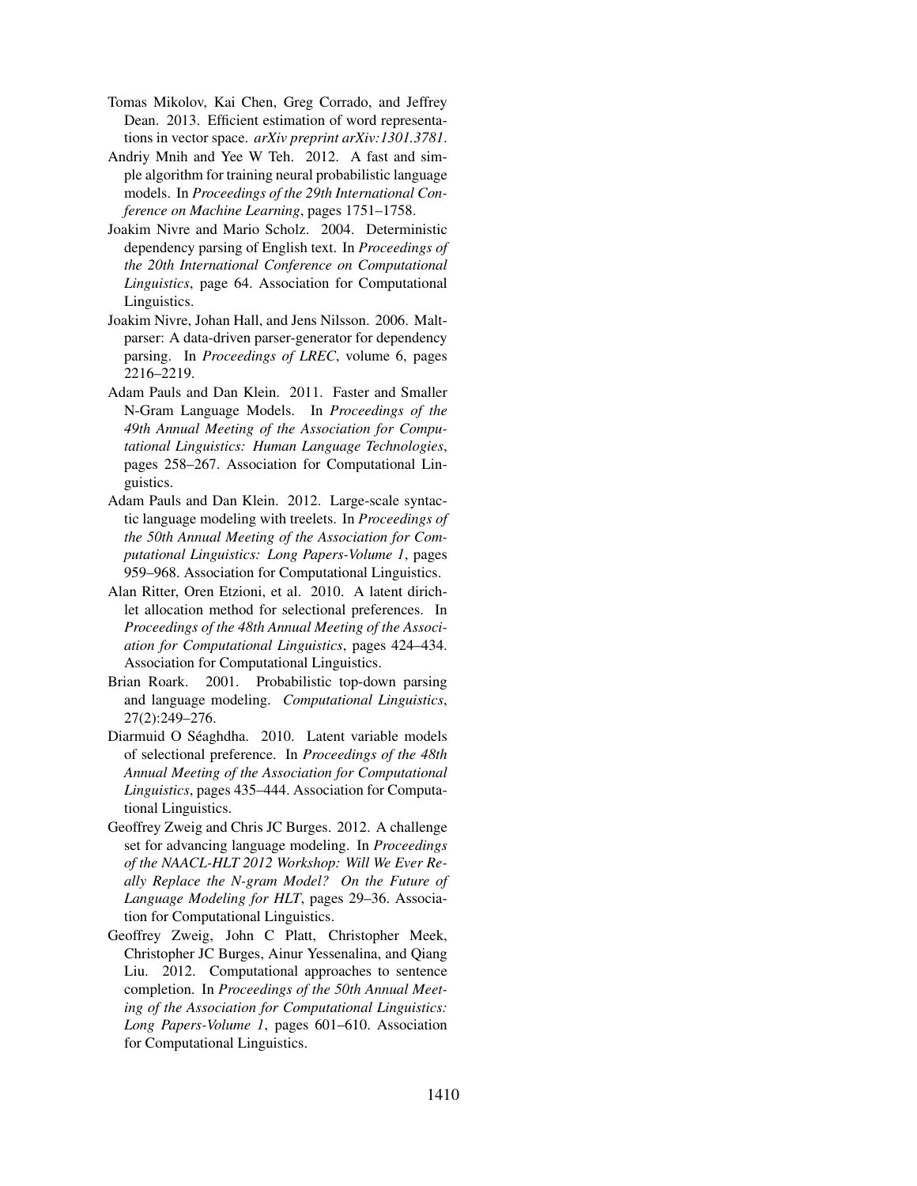Tomas Mikolov, Kai Chen, Greg Corrado, and Jeffrey Dean. 2013. Efficient estimation of word representations in vector space. *arXiv preprint arXiv:1301.3781*.

Andriy Mnih and Yee W Teh. 2012. A fast and simple algorithm for training neural probabilistic language models. In *Proceedings of the 29th International Conference on Machine Learning*, pages 1751–1758.

Joakim Nivre and Mario Scholz. 2004. Deterministic dependency parsing of English text. In *Proceedings of the 20th International Conference on Computational Linguistics*, page 64. Association for Computational Linguistics.

Joakim Nivre, Johan Hall, and Jens Nilsson. 2006. Maltparser: A data-driven parser-generator for dependency parsing. In *Proceedings of LREC*, volume 6, pages 2216–2219.

Adam Pauls and Dan Klein. 2011. Faster and Smaller N-Gram Language Models. In *Proceedings of the 49th Annual Meeting of the Association for Computational Linguistics: Human Language Technologies*, pages 258–267. Association for Computational Linguistics.

Adam Pauls and Dan Klein. 2012. Large-scale syntactic language modeling with treelets. In *Proceedings of the 50th Annual Meeting of the Association for Computational Linguistics: Long Papers-Volume 1*, pages 959–968. Association for Computational Linguistics.

Alan Ritter, Oren Etzioni, et al. 2010. A latent dirichlet allocation method for selectional preferences. In *Proceedings of the 48th Annual Meeting of the Association for Computational Linguistics*, pages 424–434. Association for Computational Linguistics.

Brian Roark. 2001. Probabilistic top-down parsing and language modeling. *Computational Linguistics*, 27(2):249–276.

Diarmuid O Séaghdha. 2010. Latent variable models of selectional preference. In *Proceedings of the 48th Annual Meeting of the Association for Computational Linguistics*, pages 435–444. Association for Computational Linguistics.

Geoffrey Zweig and Chris JC Burges. 2012. A challenge set for advancing language modeling. In *Proceedings of the NAACL-HLT 2012 Workshop: Will We Ever Really Replace the N-gram Model? On the Future of Language Modeling for HLT*, pages 29–36. Association for Computational Linguistics.

Geoffrey Zweig, John C Platt, Christopher Meek, Christopher JC Burges, Ainur Yessenalina, and Qiang Liu. 2012. Computational approaches to sentence completion. In *Proceedings of the 50th Annual Meeting of the Association for Computational Linguistics: Long Papers-Volume 1*, pages 601–610. Association for Computational Linguistics.